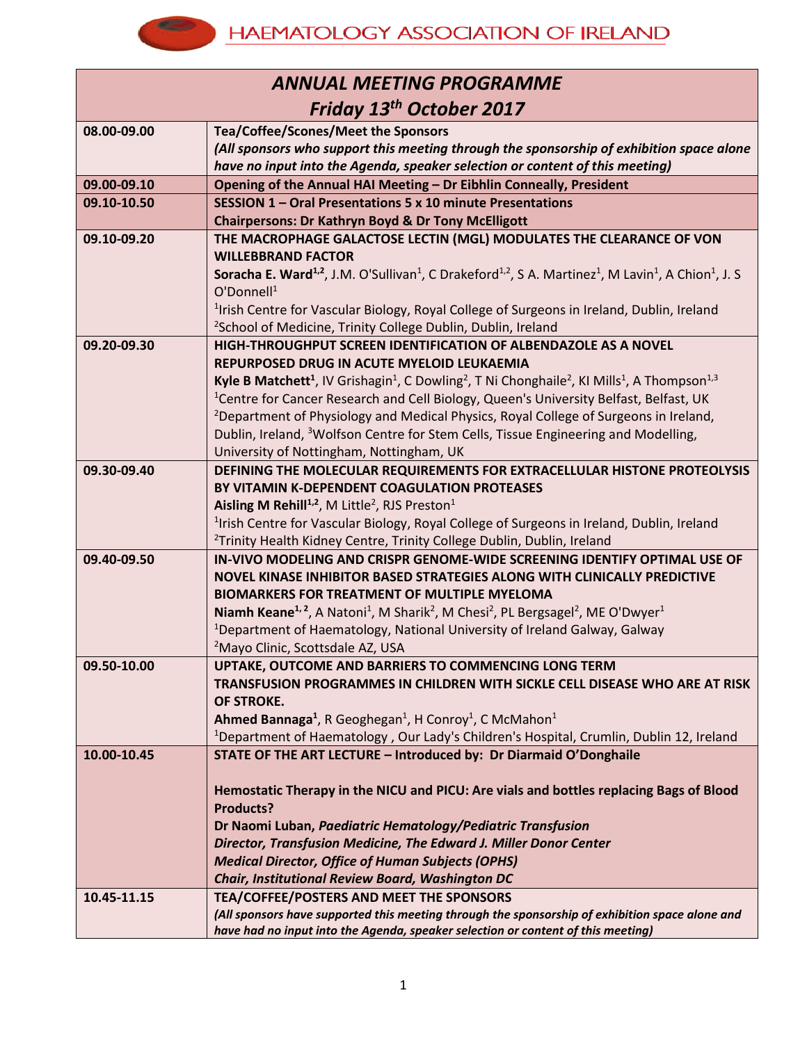HAEMATOLOGY ASSOCIATION OF IRELAND

| *ANNUAL MEETING PROGRAMME* *Friday 13th October 2017* | |
|---|---|
| 08.00-09.00 | **Tea/Coffee/Scones/Meet the Sponsors** ***(All sponsors who support this meeting through the sponsorship of exhibition space alone have no input into the Agenda, speaker selection or content of this meeting)*** |
| 09.00-09.10 | **Opening of the Annual HAI Meeting – Dr Eibhlin Conneally, President** |
| 09.10-10.50 | **SESSION 1 – Oral Presentations 5 x 10 minute Presentations** **Chairpersons: Dr Kathryn Boyd & Dr Tony McElligott** |
| 09.10-09.20 | **THE MACROPHAGE GALACTOSE LECTIN (MGL) MODULATES THE CLEARANCE OF VON WILLEBBRAND FACTOR** **Soracha E. Ward**[1,2], J.M. O'Sullivan[1], C Drakeford[1,2], S A. Martinez[1], M Lavin[1], A Chion[1], J. S O'Donnell[1] [1]Irish Centre for Vascular Biology, Royal College of Surgeons in Ireland, Dublin, Ireland [2]School of Medicine, Trinity College Dublin, Dublin, Ireland |
| 09.20-09.30 | **HIGH-THROUGHPUT SCREEN IDENTIFICATION OF ALBENDAZOLE AS A NOVEL REPURPOSED DRUG IN ACUTE MYELOID LEUKAEMIA** **Kyle B Matchett**[1], IV Grishagin[1], C Dowling[2], T Ni Chonghaile[2], KI Mills[1], A Thompson[1,3] [1]Centre for Cancer Research and Cell Biology, Queen's University Belfast, Belfast, UK [2]Department of Physiology and Medical Physics, Royal College of Surgeons in Ireland, Dublin, Ireland, [3]Wolfson Centre for Stem Cells, Tissue Engineering and Modelling, University of Nottingham, Nottingham, UK |
| 09.30-09.40 | **DEFINING THE MOLECULAR REQUIREMENTS FOR EXTRACELLULAR HISTONE PROTEOLYSIS BY VITAMIN K-DEPENDENT COAGULATION PROTEASES** **Aisling M Rehill**[1,2], M Little[2], RJS Preston[1] [1]Irish Centre for Vascular Biology, Royal College of Surgeons in Ireland, Dublin, Ireland [2]Trinity Health Kidney Centre, Trinity College Dublin, Dublin, Ireland |
| 09.40-09.50 | **IN-VIVO MODELING AND CRISPR GENOME-WIDE SCREENING IDENTIFY OPTIMAL USE OF NOVEL KINASE INHIBITOR BASED STRATEGIES ALONG WITH CLINICALLY PREDICTIVE BIOMARKERS FOR TREATMENT OF MULTIPLE MYELOMA** **Niamh Keane**[1,2], A Natoni[1], M Sharik[2], M Chesi[2], PL Bergsagel[2], ME O'Dwyer[1] [1]Department of Haematology, National University of Ireland Galway, Galway [2]Mayo Clinic, Scottsdale AZ, USA |
| 09.50-10.00 | **UPTAKE, OUTCOME AND BARRIERS TO COMMENCING LONG TERM TRANSFUSION PROGRAMMES IN CHILDREN WITH SICKLE CELL DISEASE WHO ARE AT RISK OF STROKE.** **Ahmed Bannaga**[1], R Geoghegan[1], H Conroy[1], C McMahon[1] [1]Department of Haematology , Our Lady's Children's Hospital, Crumlin, Dublin 12, Ireland |
| 10.00-10.45 | **STATE OF THE ART LECTURE – Introduced by: Dr Diarmaid O'Donghaile** **Hemostatic Therapy in the NICU and PICU: Are vials and bottles replacing Bags of Blood Products?** **Dr Naomi Luban, *Paediatric Hematology/Pediatric Transfusion*** ***Director, Transfusion Medicine, The Edward J. Miller Donor Center*** ***Medical Director, Office of Human Subjects (OPHS)*** ***Chair, Institutional Review Board, Washington DC*** |
| 10.45-11.15 | **TEA/COFFEE/POSTERS AND MEET THE SPONSORS** ***(All sponsors have supported this meeting through the sponsorship of exhibition space alone and have had no input into the Agenda, speaker selection or content of this meeting)*** |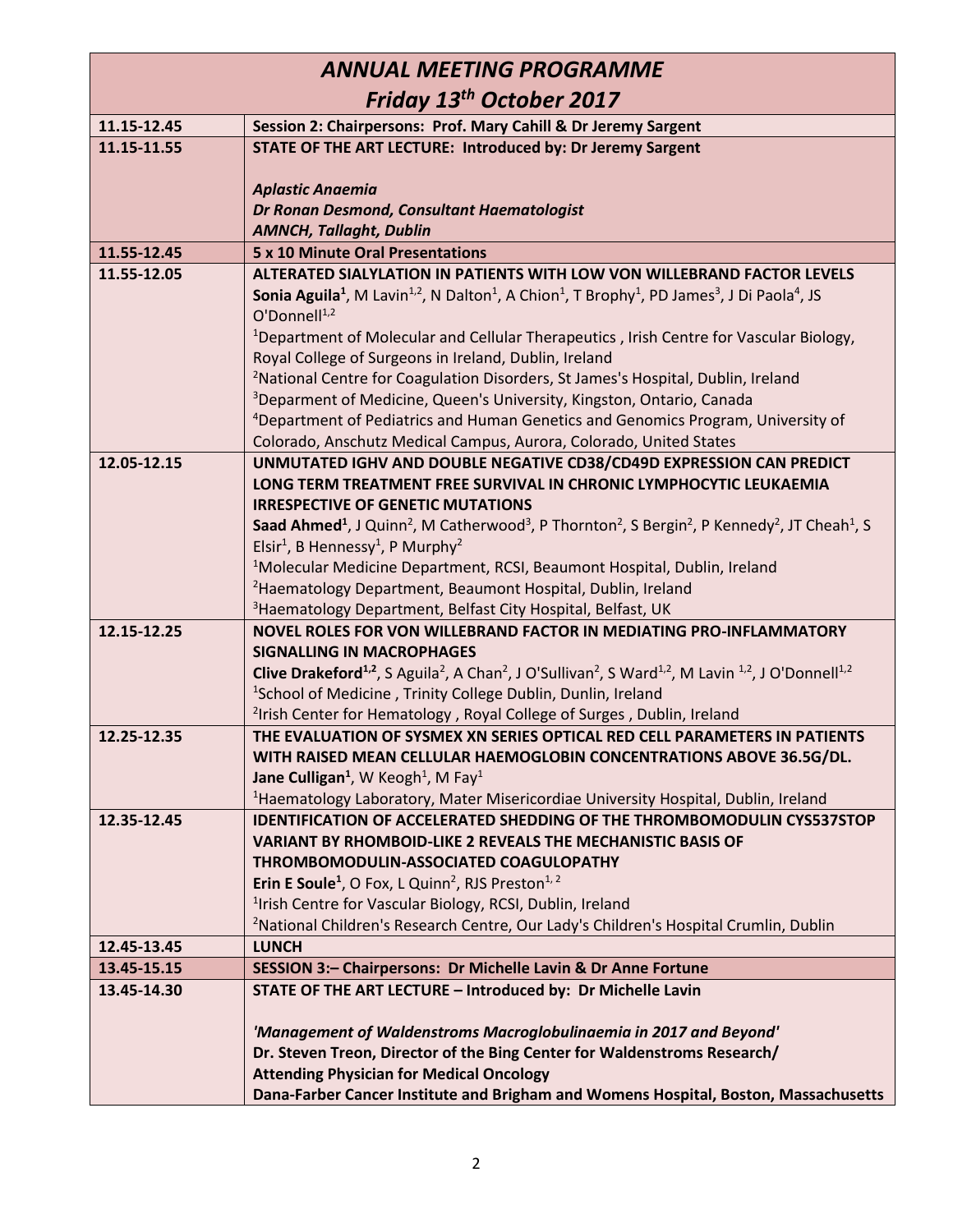## *ANNUAL MEETING PROGRAMME*

## *Friday 13th October 2017*

| | |
|---|---|
| **11.15-12.45** | **Session 2: Chairpersons: Prof. Mary Cahill & Dr Jeremy Sargent** |
| **11.15-11.55** | **STATE OF THE ART LECTURE: Introduced by: Dr Jeremy Sargent**<br><br>***Aplastic Anaemia***<br>***Dr Ronan Desmond, Consultant Haematologist***<br>***AMNCH, Tallaght, Dublin*** |
| **11.55-12.45** | **5 x 10 Minute Oral Presentations** |
| **11.55-12.05** | **ALTERATED SIALYLATION IN PATIENTS WITH LOW VON WILLEBRAND FACTOR LEVELS**<br>**Sonia Aguila**[1], M Lavin[1,2], N Dalton[1], A Chion[1], T Brophy[1], PD James[3], J Di Paola[4], JS O'Donnell[1,2]<br>[1]Department of Molecular and Cellular Therapeutics , Irish Centre for Vascular Biology, Royal College of Surgeons in Ireland, Dublin, Ireland<br>[2]National Centre for Coagulation Disorders, St James's Hospital, Dublin, Ireland<br>[3]Deparment of Medicine, Queen's University, Kingston, Ontario, Canada<br>[4]Department of Pediatrics and Human Genetics and Genomics Program, University of Colorado, Anschutz Medical Campus, Aurora, Colorado, United States |
| **12.05-12.15** | **UNMUTATED IGHV AND DOUBLE NEGATIVE CD38/CD49D EXPRESSION CAN PREDICT LONG TERM TREATMENT FREE SURVIVAL IN CHRONIC LYMPHOCYTIC LEUKAEMIA IRRESPECTIVE OF GENETIC MUTATIONS**<br>**Saad Ahmed**[1], J Quinn[2], M Catherwood[3], P Thornton[2], S Bergin[2], P Kennedy[2], JT Cheah[1], S Elsir[1], B Hennessy[1], P Murphy[2]<br>[1]Molecular Medicine Department, RCSI, Beaumont Hospital, Dublin, Ireland<br>[2]Haematology Department, Beaumont Hospital, Dublin, Ireland<br>[3]Haematology Department, Belfast City Hospital, Belfast, UK |
| **12.15-12.25** | **NOVEL ROLES FOR VON WILLEBRAND FACTOR IN MEDIATING PRO-INFLAMMATORY SIGNALLING IN MACROPHAGES**<br>**Clive Drakeford**[1,2], S Aguila[2], A Chan[2], J O'Sullivan[2], S Ward[1,2], M Lavin [1,2], J O'Donnell[1,2]<br>[1]School of Medicine , Trinity College Dublin, Dunlin, Ireland<br>[2]Irish Center for Hematology , Royal College of Surges , Dublin, Ireland |
| **12.25-12.35** | **THE EVALUATION OF SYSMEX XN SERIES OPTICAL RED CELL PARAMETERS IN PATIENTS WITH RAISED MEAN CELLULAR HAEMOGLOBIN CONCENTRATIONS ABOVE 36.5G/DL.**<br>**Jane Culligan**[1], W Keogh[1], M Fay[1]<br>[1]Haematology Laboratory, Mater Misericordiae University Hospital, Dublin, Ireland |
| **12.35-12.45** | **IDENTIFICATION OF ACCELERATED SHEDDING OF THE THROMBOMODULIN CYS537STOP VARIANT BY RHOMBOID-LIKE 2 REVEALS THE MECHANISTIC BASIS OF THROMBOMODULIN-ASSOCIATED COAGULOPATHY**<br>**Erin E Soule**[1], O Fox, L Quinn[2], RJS Preston[1, 2]<br>[1]Irish Centre for Vascular Biology, RCSI, Dublin, Ireland<br>[2]National Children's Research Centre, Our Lady's Children's Hospital Crumlin, Dublin |
| **12.45-13.45** | **LUNCH** |
| **13.45-15.15** | **SESSION 3:– Chairpersons: Dr Michelle Lavin & Dr Anne Fortune** |
| **13.45-14.30** | **STATE OF THE ART LECTURE – Introduced by: Dr Michelle Lavin**<br><br>***'Management of Waldenstroms Macroglobulinaemia in 2017 and Beyond'***<br>**Dr. Steven Treon, Director of the Bing Center for Waldenstroms Research/ Attending Physician for Medical Oncology**<br>**Dana-Farber Cancer Institute and Brigham and Womens Hospital, Boston, Massachusetts** |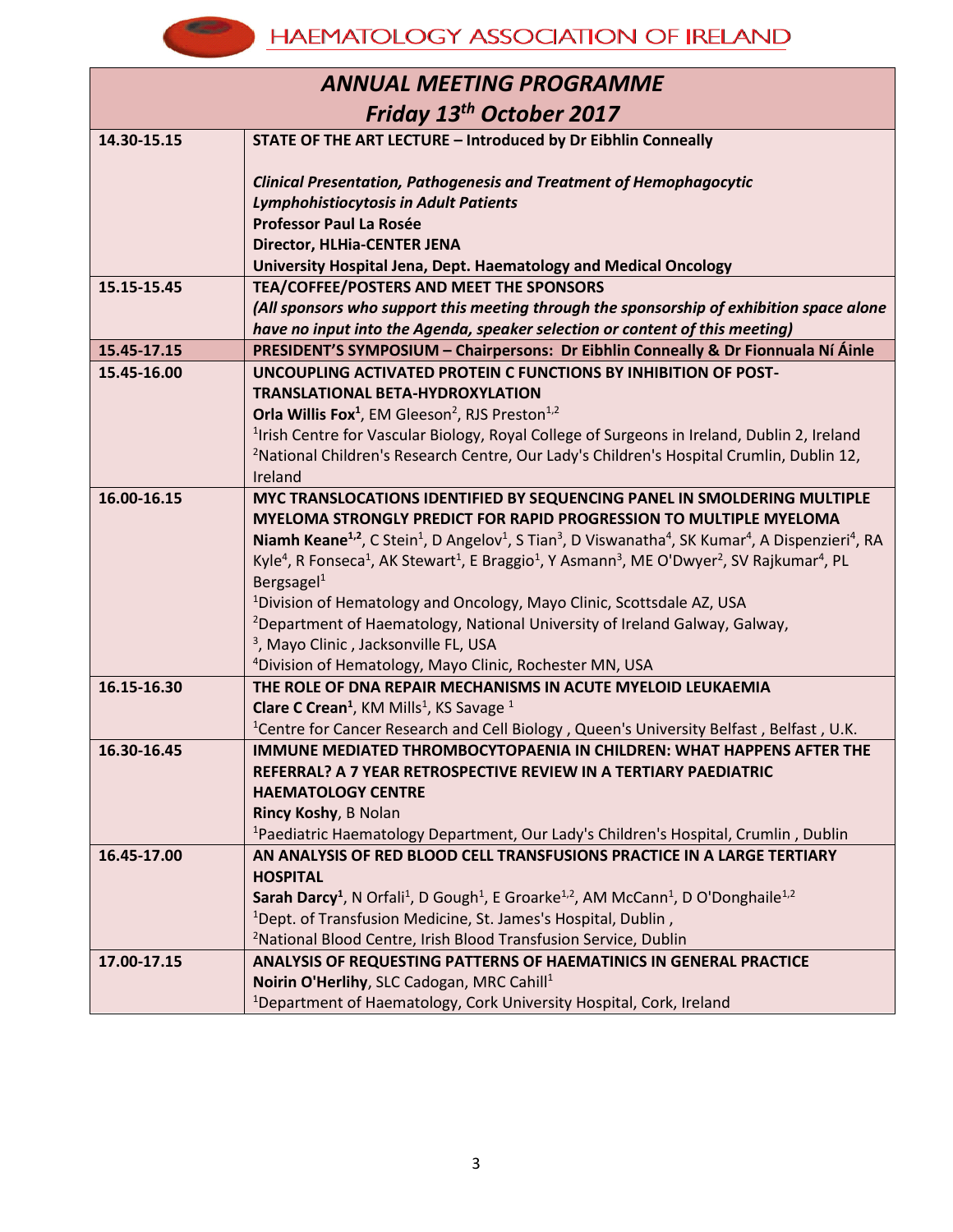# ANNUAL MEETING PROGRAMME

## Friday 13th October 2017

| | |
|---|---|
| 14.30-15.15 | **STATE OF THE ART LECTURE – Introduced by Dr Eibhlin Conneally**<br><br>***Clinical Presentation, Pathogenesis and Treatment of Hemophagocytic Lymphohistiocytosis in Adult Patients***<br>**Professor Paul La Rosée**<br>**Director, HLHia-CENTER JENA**<br>**University Hospital Jena, Dept. Haematology and Medical Oncology** |
| 15.15-15.45 | **TEA/COFFEE/POSTERS AND MEET THE SPONSORS**<br>***(All sponsors who support this meeting through the sponsorship of exhibition space alone have no input into the Agenda, speaker selection or content of this meeting)*** |
| 15.45-17.15 | **PRESIDENT'S SYMPOSIUM – Chairpersons: Dr Eibhlin Conneally & Dr Fionnuala Ní Áinle** |
| 15.45-16.00 | **UNCOUPLING ACTIVATED PROTEIN C FUNCTIONS BY INHIBITION OF POST-TRANSLATIONAL BETA-HYDROXYLATION**<br>**Orla Willis Fox**[1], EM Gleeson[2], RJS Preston[1,2]<br>[1]Irish Centre for Vascular Biology, Royal College of Surgeons in Ireland, Dublin 2, Ireland<br>[2]National Children's Research Centre, Our Lady's Children's Hospital Crumlin, Dublin 12, Ireland |
| 16.00-16.15 | **MYC TRANSLOCATIONS IDENTIFIED BY SEQUENCING PANEL IN SMOLDERING MULTIPLE MYELOMA STRONGLY PREDICT FOR RAPID PROGRESSION TO MULTIPLE MYELOMA**<br>**Niamh Keane**[1,2], C Stein[1], D Angelov[1], S Tian[3], D Viswanatha[4], SK Kumar[4], A Dispenzieri[4], RA Kyle[4], R Fonseca[1], AK Stewart[1], E Braggio[1], Y Asmann[3], ME O'Dwyer[2], SV Rajkumar[4], PL Bergsagel[1]<br>[1]Division of Hematology and Oncology, Mayo Clinic, Scottsdale AZ, USA<br>[2]Department of Haematology, National University of Ireland Galway, Galway,<br>[3], Mayo Clinic , Jacksonville FL, USA<br>[4]Division of Hematology, Mayo Clinic, Rochester MN, USA |
| 16.15-16.30 | **THE ROLE OF DNA REPAIR MECHANISMS IN ACUTE MYELOID LEUKAEMIA**<br>**Clare C Crean**[1], KM Mills[1], KS Savage [1]<br>[1]Centre for Cancer Research and Cell Biology , Queen's University Belfast , Belfast , U.K. |
| 16.30-16.45 | **IMMUNE MEDIATED THROMBOCYTOPAENIA IN CHILDREN: WHAT HAPPENS AFTER THE REFERRAL? A 7 YEAR RETROSPECTIVE REVIEW IN A TERTIARY PAEDIATRIC HAEMATOLOGY CENTRE**<br>**Rincy Koshy**, B Nolan<br>[1]Paediatric Haematology Department, Our Lady's Children's Hospital, Crumlin , Dublin |
| 16.45-17.00 | **AN ANALYSIS OF RED BLOOD CELL TRANSFUSIONS PRACTICE IN A LARGE TERTIARY HOSPITAL**<br>**Sarah Darcy**[1], N Orfali[1], D Gough[1], E Groarke[1,2], AM McCann[1], D O'Donghaile[1,2]<br>[1]Dept. of Transfusion Medicine, St. James's Hospital, Dublin ,<br>[2]National Blood Centre, Irish Blood Transfusion Service, Dublin |
| 17.00-17.15 | **ANALYSIS OF REQUESTING PATTERNS OF HAEMATINICS IN GENERAL PRACTICE**<br>**Noirin O'Herlihy**, SLC Cadogan, MRC Cahill[1]<br>[1]Department of Haematology, Cork University Hospital, Cork, Ireland |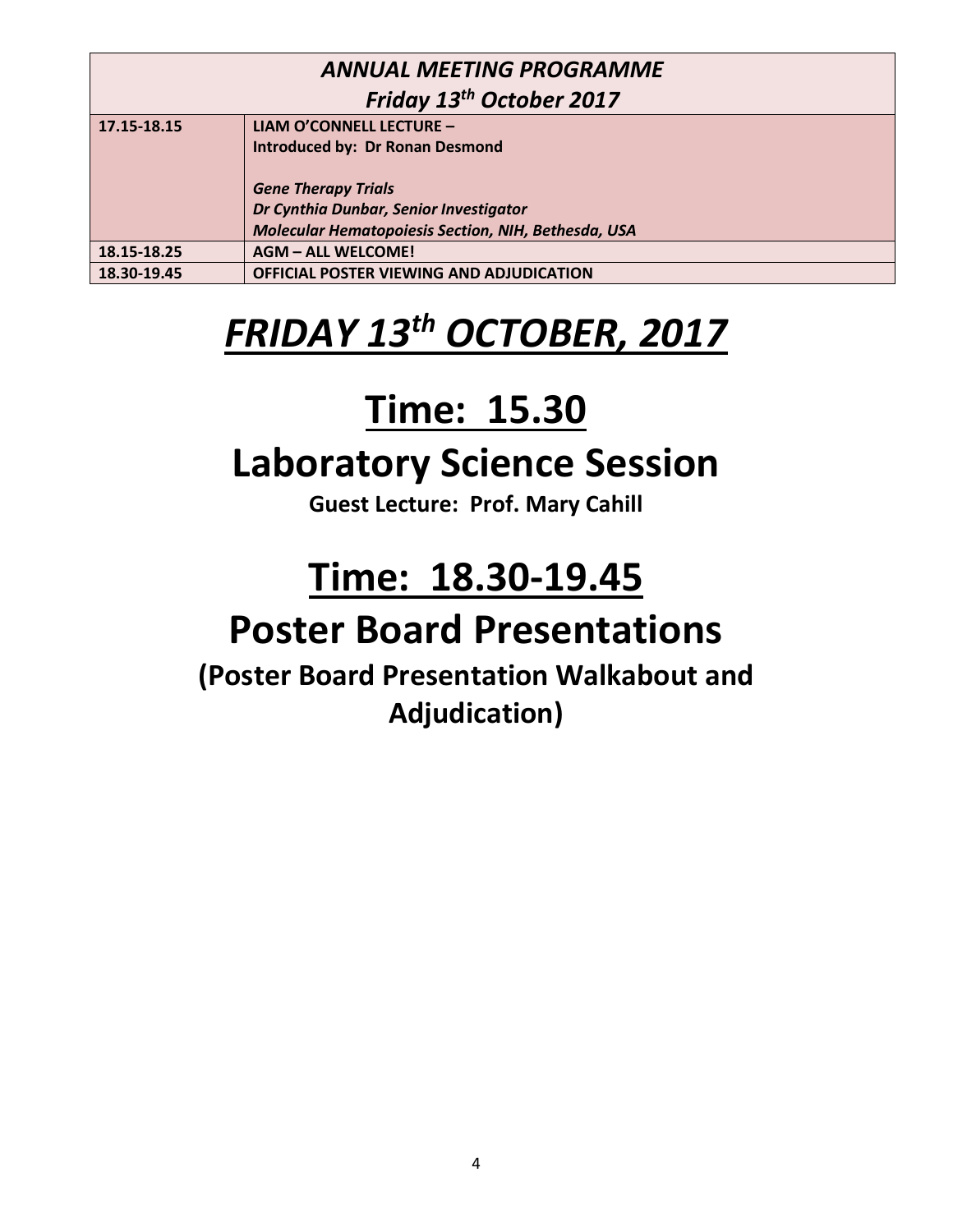| *ANNUAL MEETING PROGRAMME* *Friday 13th October 2017* | |
|---|---|
| 17.15-18.15 | **LIAM O'CONNELL LECTURE –**<br>**Introduced by: Dr Ronan Desmond**<br><br>***Gene Therapy Trials***<br>***Dr Cynthia Dunbar, Senior Investigator***<br>***Molecular Hematopoiesis Section, NIH, Bethesda, USA*** |
| 18.15-18.25 | **AGM – ALL WELCOME!** |
| 18.30-19.45 | **OFFICIAL POSTER VIEWING AND ADJUDICATION** |

# ***FRIDAY 13th OCTOBER, 2017***

## Time: 15.30

## Laboratory Science Session

**Guest Lecture: Prof. Mary Cahill**

## Time: 18.30-19.45

## Poster Board Presentations

**(Poster Board Presentation Walkabout and Adjudication)**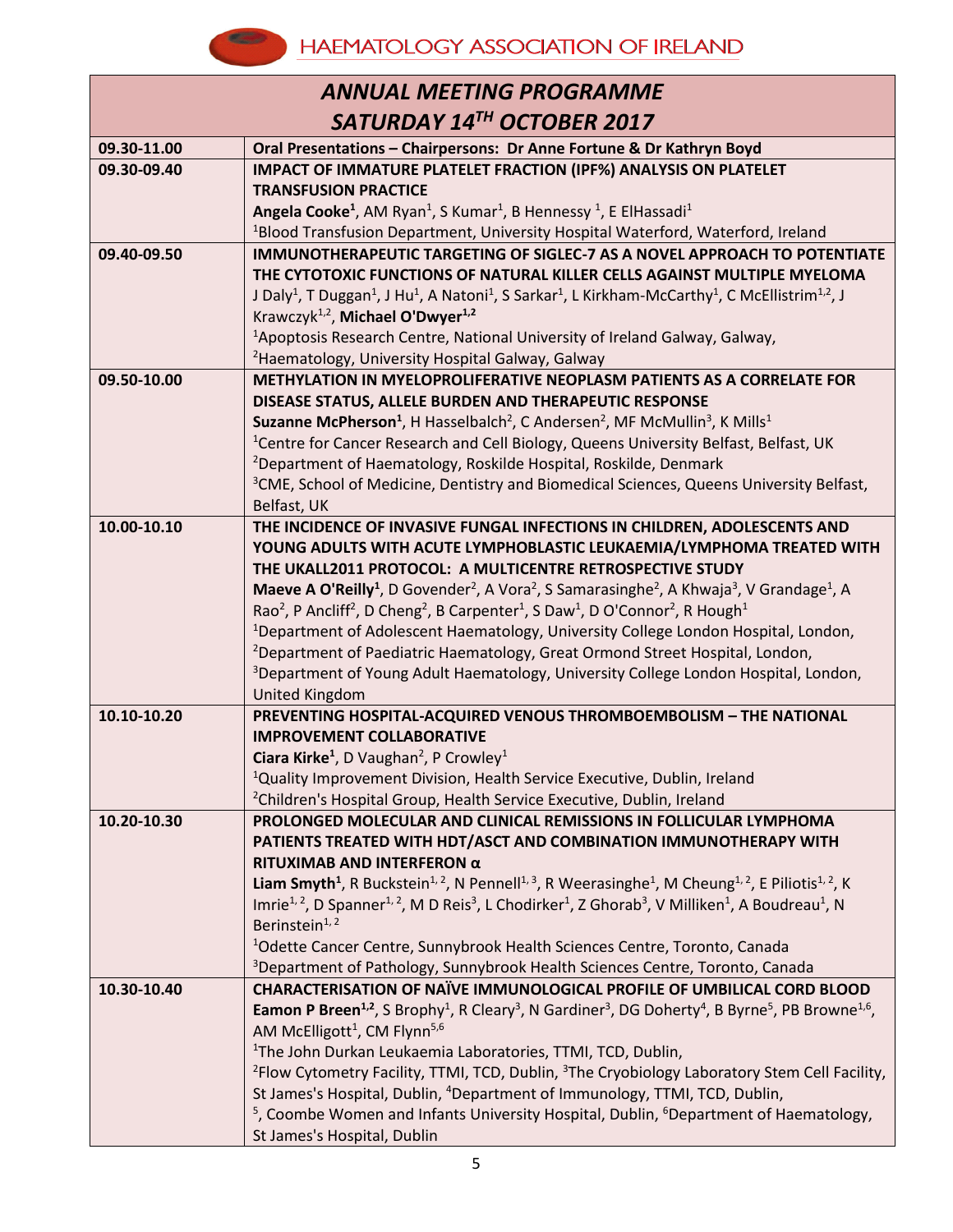HAEMATOLOGY ASSOCIATION OF IRELAND

## *ANNUAL MEETING PROGRAMME*
## *SATURDAY 14TH OCTOBER 2017*

| | |
|---|---|
| **09.30-11.00** | **Oral Presentations – Chairpersons: Dr Anne Fortune & Dr Kathryn Boyd** |
| **09.30-09.40** | **IMPACT OF IMMATURE PLATELET FRACTION (IPF%) ANALYSIS ON PLATELET TRANSFUSION PRACTICE**<br>**Angela Cooke**[1], AM Ryan[1], S Kumar[1], B Hennessy [1], E ElHassadi[1]<br>[1]Blood Transfusion Department, University Hospital Waterford, Waterford, Ireland |
| **09.40-09.50** | **IMMUNOTHERAPEUTIC TARGETING OF SIGLEC-7 AS A NOVEL APPROACH TO POTENTIATE THE CYTOTOXIC FUNCTIONS OF NATURAL KILLER CELLS AGAINST MULTIPLE MYELOMA**<br>J Daly[1], T Duggan[1], J Hu[1], A Natoni[1], S Sarkar[1], L Kirkham-McCarthy[1], C McEllistrim[1,2], J Krawczyk[1,2], **Michael O'Dwyer**[1,2]<br>[1]Apoptosis Research Centre, National University of Ireland Galway, Galway,<br>[2]Haematology, University Hospital Galway, Galway |
| **09.50-10.00** | **METHYLATION IN MYELOPROLIFERATIVE NEOPLASM PATIENTS AS A CORRELATE FOR DISEASE STATUS, ALLELE BURDEN AND THERAPEUTIC RESPONSE**<br>**Suzanne McPherson**[1], H Hasselbalch[2], C Andersen[2], MF McMullin[3], K Mills[1]<br>[1]Centre for Cancer Research and Cell Biology, Queens University Belfast, Belfast, UK<br>[2]Department of Haematology, Roskilde Hospital, Roskilde, Denmark<br>[3]CME, School of Medicine, Dentistry and Biomedical Sciences, Queens University Belfast, Belfast, UK |
| **10.00-10.10** | **THE INCIDENCE OF INVASIVE FUNGAL INFECTIONS IN CHILDREN, ADOLESCENTS AND YOUNG ADULTS WITH ACUTE LYMPHOBLASTIC LEUKAEMIA/LYMPHOMA TREATED WITH THE UKALL2011 PROTOCOL: A MULTICENTRE RETROSPECTIVE STUDY**<br>**Maeve A O'Reilly**[1], D Govender[2], A Vora[2], S Samarasinghe[2], A Khwaja[3], V Grandage[1], A Rao[2], P Ancliff[2], D Cheng[2], B Carpenter[1], S Daw[1], D O'Connor[2], R Hough[1]<br>[1]Department of Adolescent Haematology, University College London Hospital, London,<br>[2]Department of Paediatric Haematology, Great Ormond Street Hospital, London,<br>[3]Department of Young Adult Haematology, University College London Hospital, London, United Kingdom |
| **10.10-10.20** | **PREVENTING HOSPITAL-ACQUIRED VENOUS THROMBOEMBOLISM – THE NATIONAL IMPROVEMENT COLLABORATIVE**<br>**Ciara Kirke**[1], D Vaughan[2], P Crowley[1]<br>[1]Quality Improvement Division, Health Service Executive, Dublin, Ireland<br>[2]Children's Hospital Group, Health Service Executive, Dublin, Ireland |
| **10.20-10.30** | **PROLONGED MOLECULAR AND CLINICAL REMISSIONS IN FOLLICULAR LYMPHOMA PATIENTS TREATED WITH HDT/ASCT AND COMBINATION IMMUNOTHERAPY WITH RITUXIMAB AND INTERFERON α**<br>**Liam Smyth**[1], R Buckstein[1,2], N Pennell[1,3], R Weerasinghe[1], M Cheung[1,2], E Piliotis[1,2], K Imrie[1,2], D Spanner[1,2], M D Reis[3], L Chodirker[1], Z Ghorab[3], V Milliken[1], A Boudreau[1], N Berinstein[1,2]<br>[1]Odette Cancer Centre, Sunnybrook Health Sciences Centre, Toronto, Canada<br>[3]Department of Pathology, Sunnybrook Health Sciences Centre, Toronto, Canada |
| **10.30-10.40** | **CHARACTERISATION OF NAÏVE IMMUNOLOGICAL PROFILE OF UMBILICAL CORD BLOOD**<br>**Eamon P Breen**[1,2], S Brophy[1], R Cleary[3], N Gardiner[3], DG Doherty[4], B Byrne[5], PB Browne[1,6], AM McElligott[1], CM Flynn[5,6]<br>[1]The John Durkan Leukaemia Laboratories, TTMI, TCD, Dublin,<br>[2]Flow Cytometry Facility, TTMI, TCD, Dublin, [3]The Cryobiology Laboratory Stem Cell Facility, St James's Hospital, Dublin, [4]Department of Immunology, TTMI, TCD, Dublin,<br>[5], Coombe Women and Infants University Hospital, Dublin, [6]Department of Haematology, St James's Hospital, Dublin |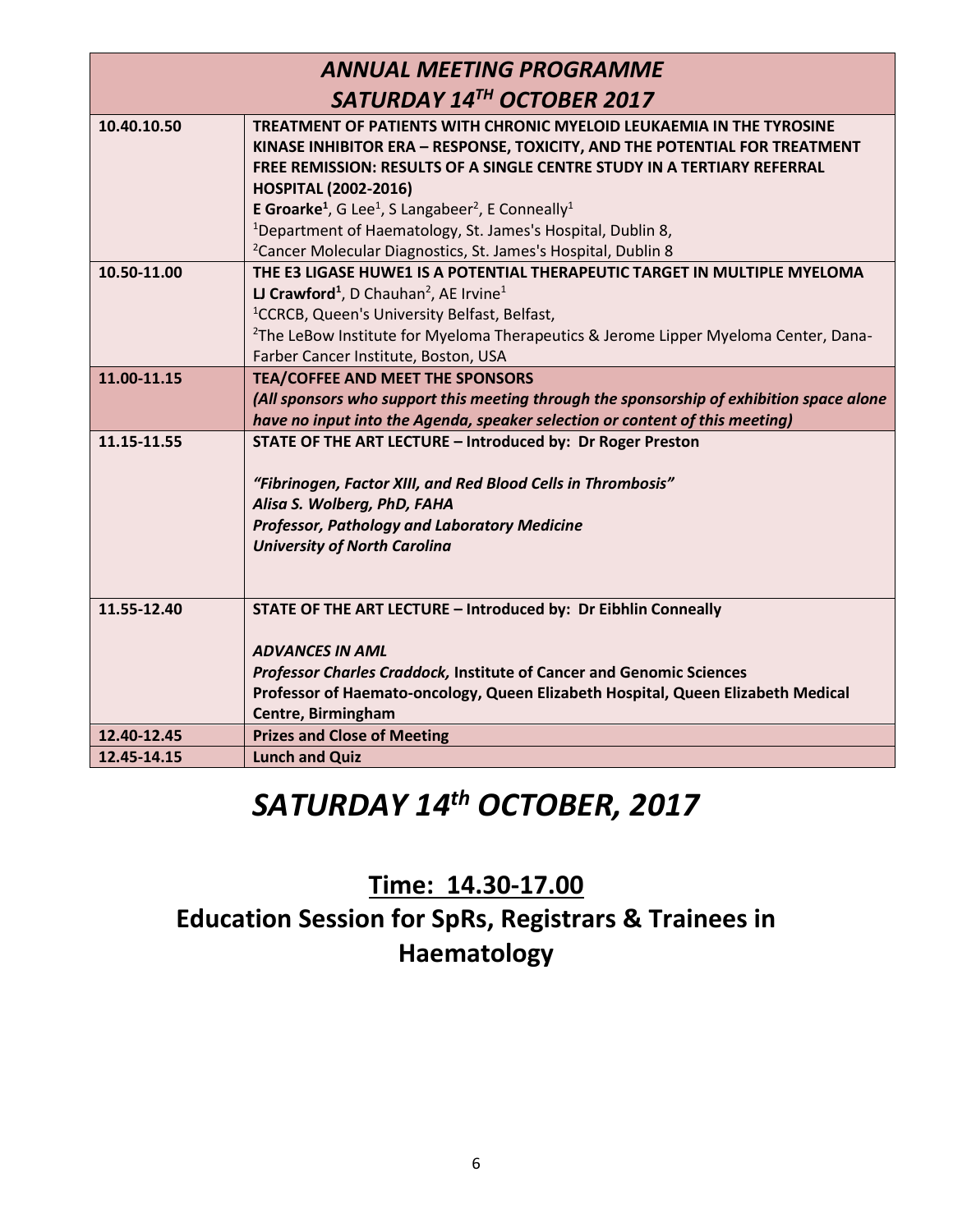| *ANNUAL MEETING PROGRAMME SATURDAY 14TH OCTOBER 2017* | |
| --- | --- |
| 10.40.10.50 | **TREATMENT OF PATIENTS WITH CHRONIC MYELOID LEUKAEMIA IN THE TYROSINE KINASE INHIBITOR ERA – RESPONSE, TOXICITY, AND THE POTENTIAL FOR TREATMENT FREE REMISSION: RESULTS OF A SINGLE CENTRE STUDY IN A TERTIARY REFERRAL HOSPITAL (2002-2016)**<br>**E Groarke**[1], G Lee[1], S Langabeer[2], E Conneally[1]<br>[1]Department of Haematology, St. James's Hospital, Dublin 8,<br>[2]Cancer Molecular Diagnostics, St. James's Hospital, Dublin 8 |
| 10.50-11.00 | **THE E3 LIGASE HUWE1 IS A POTENTIAL THERAPEUTIC TARGET IN MULTIPLE MYELOMA**<br>**LJ Crawford**[1], D Chauhan[2], AE Irvine[1]<br>[1]CCRCB, Queen's University Belfast, Belfast,<br>[2]The LeBow Institute for Myeloma Therapeutics & Jerome Lipper Myeloma Center, Dana-Farber Cancer Institute, Boston, USA |
| 11.00-11.15 | **TEA/COFFEE AND MEET THE SPONSORS**<br>***(All sponsors who support this meeting through the sponsorship of exhibition space alone have no input into the Agenda, speaker selection or content of this meeting)*** |
| 11.15-11.55 | **STATE OF THE ART LECTURE – Introduced by: Dr Roger Preston**<br><br>***"Fibrinogen, Factor XIII, and Red Blood Cells in Thrombosis"***<br>***Alisa S. Wolberg, PhD, FAHA***<br>***Professor, Pathology and Laboratory Medicine***<br>***University of North Carolina*** |
| 11.55-12.40 | **STATE OF THE ART LECTURE – Introduced by: Dr Eibhlin Conneally**<br><br>***ADVANCES IN AML***<br>***Professor Charles Craddock,*** **Institute of Cancer and Genomic Sciences**<br>**Professor of Haemato-oncology, Queen Elizabeth Hospital, Queen Elizabeth Medical Centre, Birmingham** |
| 12.40-12.45 | **Prizes and Close of Meeting** |
| 12.45-14.15 | **Lunch and Quiz** |

# *SATURDAY 14th OCTOBER, 2017*

## Time: 14.30-17.00

## Education Session for SpRs, Registrars & Trainees in Haematology